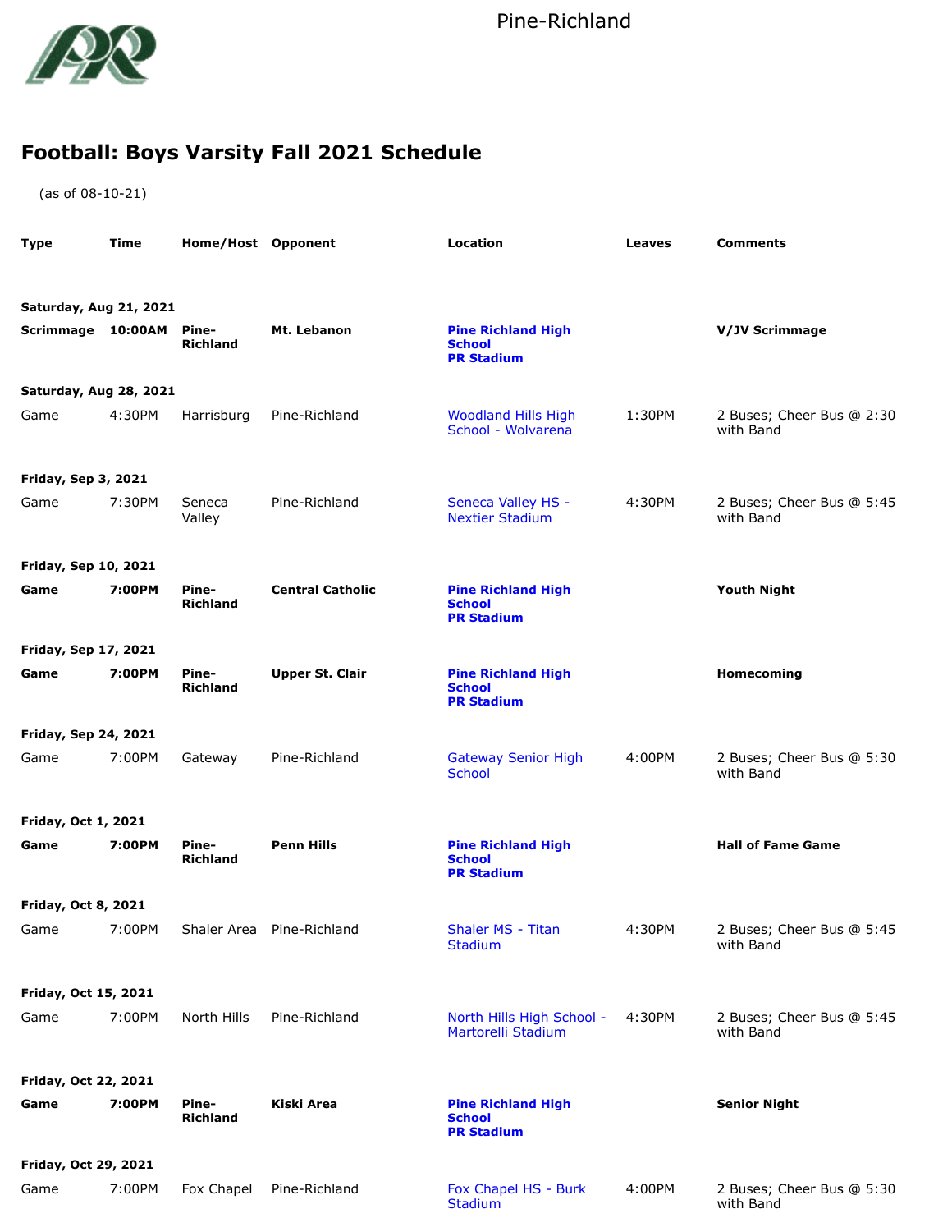Pine-Richland

# Football: Boys Varsity Fall 2021 Schedule

(as of 08-10-21)

| Type | Time | Home/Host | Opponent | Location | Leaves | Comments |
|---|---|---|---|---|---|---|
| **Saturday, Aug 21, 2021** | | | | | | |
| **Scrimmage** | **10:00AM** | **Pine-Richland** | **Mt. Lebanon** | **Pine Richland High School PR Stadium** | | **V/JV Scrimmage** |
| **Saturday, Aug 28, 2021** | | | | | | |
| Game | 4:30PM | Harrisburg | Pine-Richland | Woodland Hills High School - Wolvarena | 1:30PM | 2 Buses; Cheer Bus @ 2:30 with Band |
| **Friday, Sep 3, 2021** | | | | | | |
| Game | 7:30PM | Seneca Valley | Pine-Richland | Seneca Valley HS - Nextier Stadium | 4:30PM | 2 Buses; Cheer Bus @ 5:45 with Band |
| **Friday, Sep 10, 2021** | | | | | | |
| **Game** | **7:00PM** | **Pine-Richland** | **Central Catholic** | **Pine Richland High School PR Stadium** | | **Youth Night** |
| **Friday, Sep 17, 2021** | | | | | | |
| **Game** | **7:00PM** | **Pine-Richland** | **Upper St. Clair** | **Pine Richland High School PR Stadium** | | **Homecoming** |
| **Friday, Sep 24, 2021** | | | | | | |
| Game | 7:00PM | Gateway | Pine-Richland | Gateway Senior High School | 4:00PM | 2 Buses; Cheer Bus @ 5:30 with Band |
| **Friday, Oct 1, 2021** | | | | | | |
| **Game** | **7:00PM** | **Pine-Richland** | **Penn Hills** | **Pine Richland High School PR Stadium** | | **Hall of Fame Game** |
| **Friday, Oct 8, 2021** | | | | | | |
| Game | 7:00PM | Shaler Area | Pine-Richland | Shaler MS - Titan Stadium | 4:30PM | 2 Buses; Cheer Bus @ 5:45 with Band |
| **Friday, Oct 15, 2021** | | | | | | |
| Game | 7:00PM | North Hills | Pine-Richland | North Hills High School - Martorelli Stadium | 4:30PM | 2 Buses; Cheer Bus @ 5:45 with Band |
| **Friday, Oct 22, 2021** | | | | | | |
| **Game** | **7:00PM** | **Pine-Richland** | **Kiski Area** | **Pine Richland High School PR Stadium** | | **Senior Night** |
| **Friday, Oct 29, 2021** | | | | | | |
| Game | 7:00PM | Fox Chapel | Pine-Richland | Fox Chapel HS - Burk Stadium | 4:00PM | 2 Buses; Cheer Bus @ 5:30 with Band |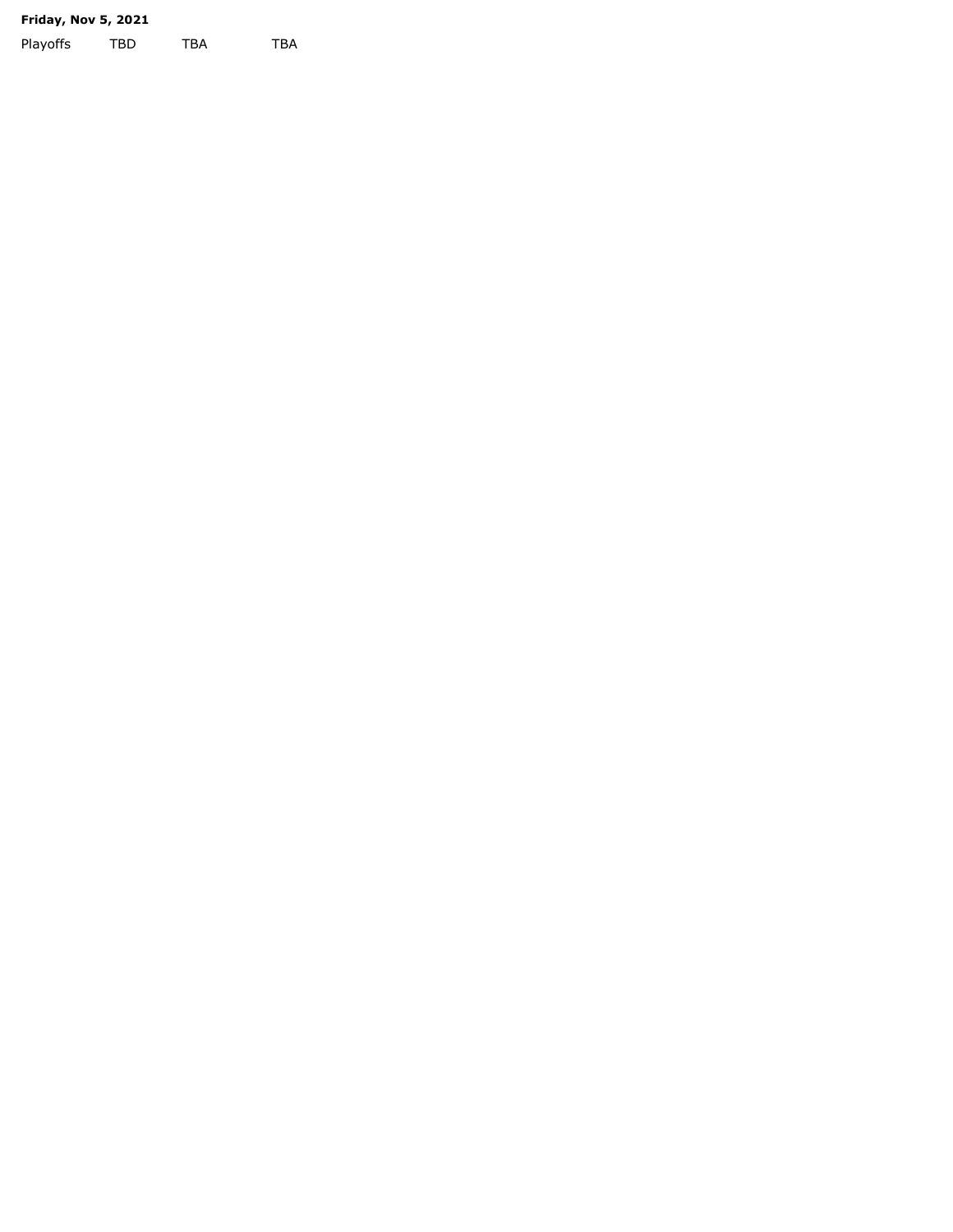**Friday, Nov 5, 2021**

| | | | |
|---|---|---|---|
| Playoffs | TBD | TBA | TBA |